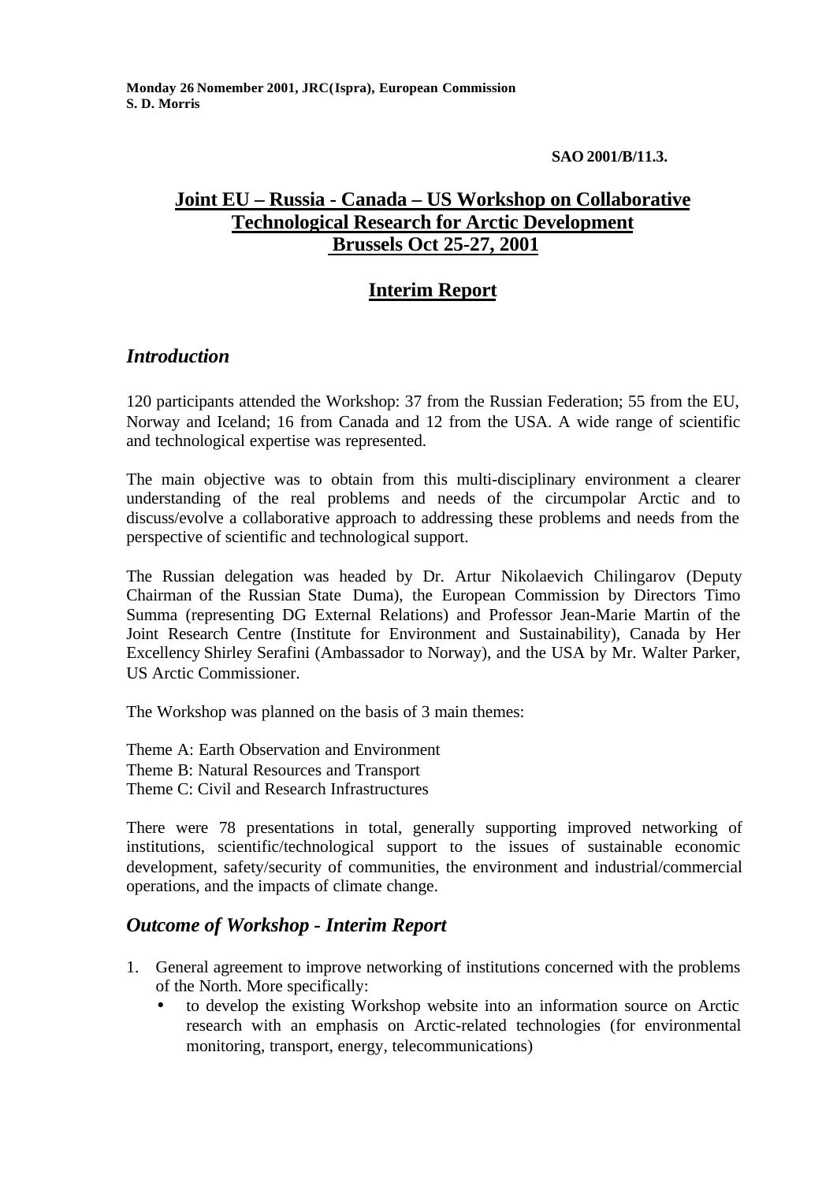**Monday 26 Nomember 2001, JRC(Ispra), European Commission**
**S. D. Morris**

**SAO 2001/B/11.3.**

# Joint EU – Russia - Canada – US Workshop on Collaborative Technological Research for Arctic Development Brussels Oct 25-27, 2001

## Interim Report

### *Introduction*

120 participants attended the Workshop: 37 from the Russian Federation; 55 from the EU, Norway and Iceland; 16 from Canada and 12 from the USA. A wide range of scientific and technological expertise was represented.

The main objective was to obtain from this multi-disciplinary environment a clearer understanding of the real problems and needs of the circumpolar Arctic and to discuss/evolve a collaborative approach to addressing these problems and needs from the perspective of scientific and technological support.

The Russian delegation was headed by Dr. Artur Nikolaevich Chilingarov (Deputy Chairman of the Russian State Duma), the European Commission by Directors Timo Summa (representing DG External Relations) and Professor Jean-Marie Martin of the Joint Research Centre (Institute for Environment and Sustainability), Canada by Her Excellency Shirley Serafini (Ambassador to Norway), and the USA by Mr. Walter Parker, US Arctic Commissioner.

The Workshop was planned on the basis of 3 main themes:

Theme A: Earth Observation and Environment
Theme B: Natural Resources and Transport
Theme C: Civil and Research Infrastructures

There were 78 presentations in total, generally supporting improved networking of institutions, scientific/technological support to the issues of sustainable economic development, safety/security of communities, the environment and industrial/commercial operations, and the impacts of climate change.

### *Outcome of Workshop - Interim Report*

1. General agreement to improve networking of institutions concerned with the problems of the North. More specifically:
   - to develop the existing Workshop website into an information source on Arctic research with an emphasis on Arctic-related technologies (for environmental monitoring, transport, energy, telecommunications)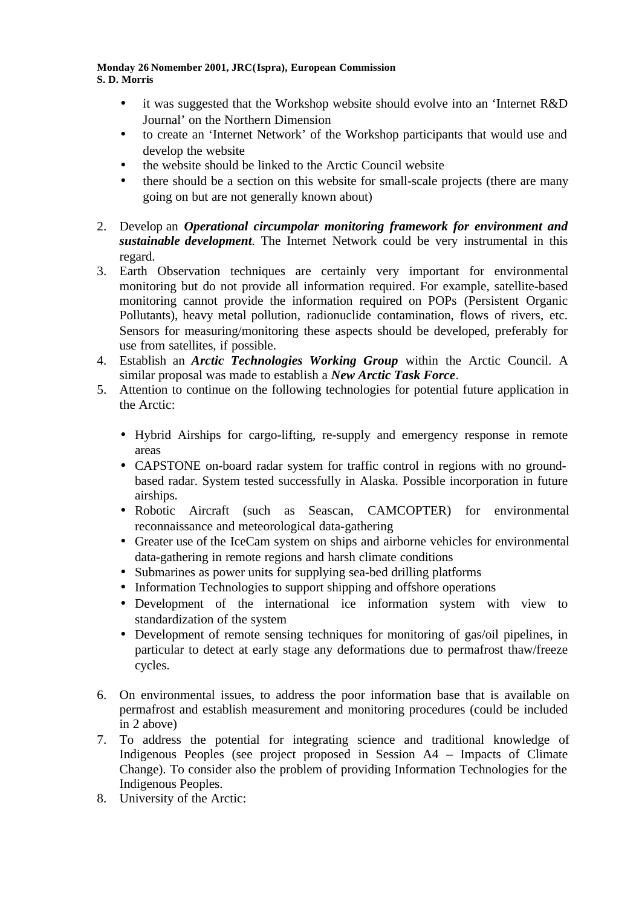- it was suggested that the Workshop website should evolve into an 'Internet R&D Journal' on the Northern Dimension
- to create an 'Internet Network' of the Workshop participants that would use and develop the website
- the website should be linked to the Arctic Council website
- there should be a section on this website for small-scale projects (there are many going on but are not generally known about)

2. Develop an ***Operational circumpolar monitoring framework for environment and sustainable development***. The Internet Network could be very instrumental in this regard.
3. Earth Observation techniques are certainly very important for environmental monitoring but do not provide all information required. For example, satellite-based monitoring cannot provide the information required on POPs (Persistent Organic Pollutants), heavy metal pollution, radionuclide contamination, flows of rivers, etc. Sensors for measuring/monitoring these aspects should be developed, preferably for use from satellites, if possible.
4. Establish an ***Arctic Technologies Working Group*** within the Arctic Council. A similar proposal was made to establish a ***New Arctic Task Force***.
5. Attention to continue on the following technologies for potential future application in the Arctic:

   - Hybrid Airships for cargo-lifting, re-supply and emergency response in remote areas
   - CAPSTONE on-board radar system for traffic control in regions with no ground-based radar. System tested successfully in Alaska. Possible incorporation in future airships.
   - Robotic Aircraft (such as Seascan, CAMCOPTER) for environmental reconnaissance and meteorological data-gathering
   - Greater use of the IceCam system on ships and airborne vehicles for environmental data-gathering in remote regions and harsh climate conditions
   - Submarines as power units for supplying sea-bed drilling platforms
   - Information Technologies to support shipping and offshore operations
   - Development of the international ice information system with view to standardization of the system
   - Development of remote sensing techniques for monitoring of gas/oil pipelines, in particular to detect at early stage any deformations due to permafrost thaw/freeze cycles.

6. On environmental issues, to address the poor information base that is available on permafrost and establish measurement and monitoring procedures (could be included in 2 above)
7. To address the potential for integrating science and traditional knowledge of Indigenous Peoples (see project proposed in Session A4 – Impacts of Climate Change). To consider also the problem of providing Information Technologies for the Indigenous Peoples.
8. University of the Arctic: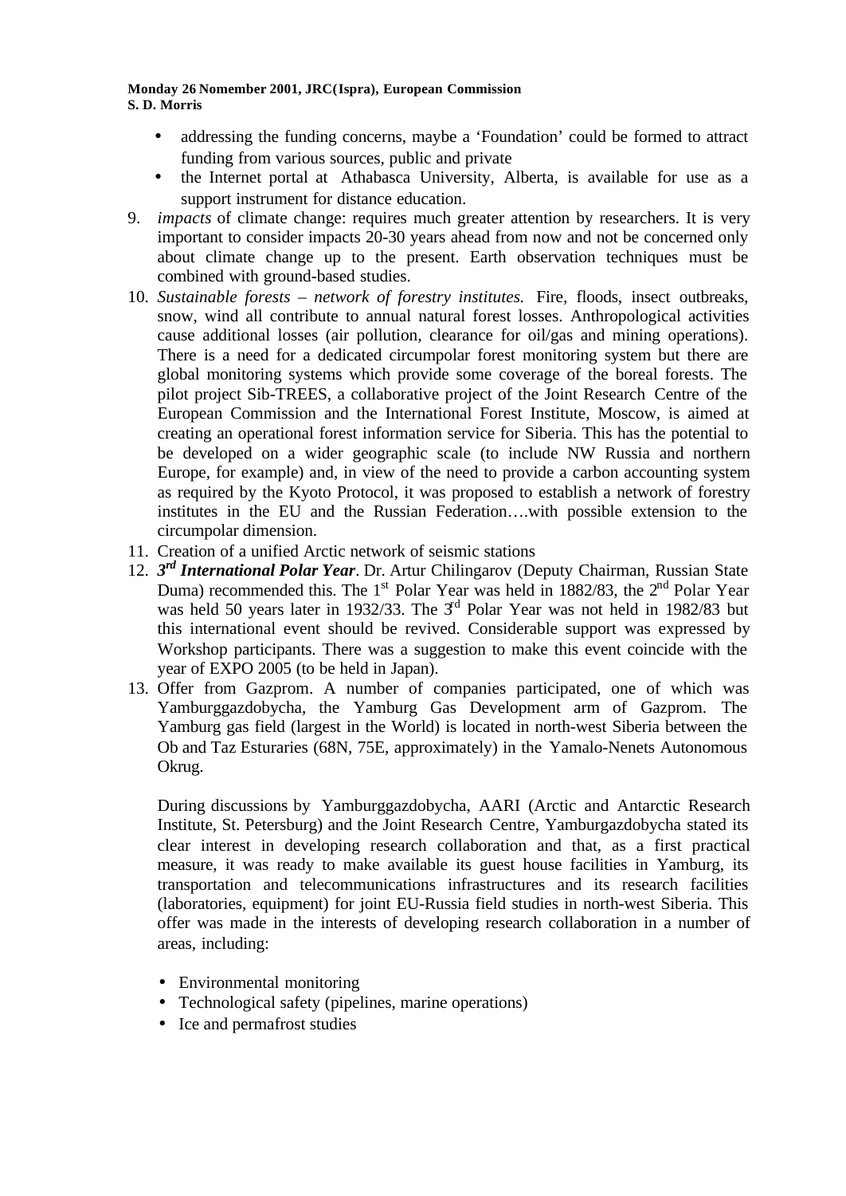- addressing the funding concerns, maybe a 'Foundation' could be formed to attract funding from various sources, public and private
- the Internet portal at Athabasca University, Alberta, is available for use as a support instrument for distance education.

9. *impacts* of climate change: requires much greater attention by researchers. It is very important to consider impacts 20-30 years ahead from now and not be concerned only about climate change up to the present. Earth observation techniques must be combined with ground-based studies.
10. *Sustainable forests – network of forestry institutes.* Fire, floods, insect outbreaks, snow, wind all contribute to annual natural forest losses. Anthropological activities cause additional losses (air pollution, clearance for oil/gas and mining operations). There is a need for a dedicated circumpolar forest monitoring system but there are global monitoring systems which provide some coverage of the boreal forests. The pilot project Sib-TREES, a collaborative project of the Joint Research Centre of the European Commission and the International Forest Institute, Moscow, is aimed at creating an operational forest information service for Siberia. This has the potential to be developed on a wider geographic scale (to include NW Russia and northern Europe, for example) and, in view of the need to provide a carbon accounting system as required by the Kyoto Protocol, it was proposed to establish a network of forestry institutes in the EU and the Russian Federation….with possible extension to the circumpolar dimension.
11. Creation of a unified Arctic network of seismic stations
12. ***3rd International Polar Year***. Dr. Artur Chilingarov (Deputy Chairman, Russian State Duma) recommended this. The 1st Polar Year was held in 1882/83, the 2nd Polar Year was held 50 years later in 1932/33. The 3rd Polar Year was not held in 1982/83 but this international event should be revived. Considerable support was expressed by Workshop participants. There was a suggestion to make this event coincide with the year of EXPO 2005 (to be held in Japan).
13. Offer from Gazprom. A number of companies participated, one of which was Yamburggazdobycha, the Yamburg Gas Development arm of Gazprom. The Yamburg gas field (largest in the World) is located in north-west Siberia between the Ob and Taz Esturaries (68N, 75E, approximately) in the Yamalo-Nenets Autonomous Okrug.

    During discussions by Yamburggazdobycha, AARI (Arctic and Antarctic Research Institute, St. Petersburg) and the Joint Research Centre, Yamburgazdobycha stated its clear interest in developing research collaboration and that, as a first practical measure, it was ready to make available its guest house facilities in Yamburg, its transportation and telecommunications infrastructures and its research facilities (laboratories, equipment) for joint EU-Russia field studies in north-west Siberia. This offer was made in the interests of developing research collaboration in a number of areas, including:

    - Environmental monitoring
    - Technological safety (pipelines, marine operations)
    - Ice and permafrost studies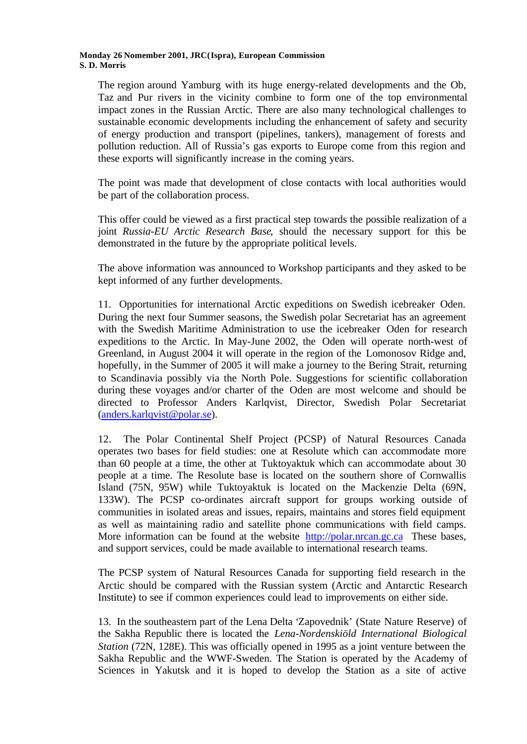The region around Yamburg with its huge energy-related developments and the Ob, Taz and Pur rivers in the vicinity combine to form one of the top environmental impact zones in the Russian Arctic. There are also many technological challenges to sustainable economic developments including the enhancement of safety and security of energy production and transport (pipelines, tankers), management of forests and pollution reduction. All of Russia's gas exports to Europe come from this region and these exports will significantly increase in the coming years.

The point was made that development of close contacts with local authorities would be part of the collaboration process.

This offer could be viewed as a first practical step towards the possible realization of a joint *Russia-EU Arctic Research Base*, should the necessary support for this be demonstrated in the future by the appropriate political levels.

The above information was announced to Workshop participants and they asked to be kept informed of any further developments.

11. Opportunities for international Arctic expeditions on Swedish icebreaker Oden. During the next four Summer seasons, the Swedish polar Secretariat has an agreement with the Swedish Maritime Administration to use the icebreaker Oden for research expeditions to the Arctic. In May-June 2002, the Oden will operate north-west of Greenland, in August 2004 it will operate in the region of the Lomonosov Ridge and, hopefully, in the Summer of 2005 it will make a journey to the Bering Strait, returning to Scandinavia possibly via the North Pole. Suggestions for scientific collaboration during these voyages and/or charter of the Oden are most welcome and should be directed to Professor Anders Karlqvist, Director, Swedish Polar Secretariat (anders.karlqvist@polar.se).

12. The Polar Continental Shelf Project (PCSP) of Natural Resources Canada operates two bases for field studies: one at Resolute which can accommodate more than 60 people at a time, the other at Tuktoyaktuk which can accommodate about 30 people at a time. The Resolute base is located on the southern shore of Cornwallis Island (75N, 95W) while Tuktoyaktuk is located on the Mackenzie Delta (69N, 133W). The PCSP co-ordinates aircraft support for groups working outside of communities in isolated areas and issues, repairs, maintains and stores field equipment as well as maintaining radio and satellite phone communications with field camps. More information can be found at the website http://polar.nrcan.gc.ca These bases, and support services, could be made available to international research teams.

The PCSP system of Natural Resources Canada for supporting field research in the Arctic should be compared with the Russian system (Arctic and Antarctic Research Institute) to see if common experiences could lead to improvements on either side.

13. In the southeastern part of the Lena Delta 'Zapovednik' (State Nature Reserve) of the Sakha Republic there is located the *Lena-Nordenskiöld International Biological Station* (72N, 128E). This was officially opened in 1995 as a joint venture between the Sakha Republic and the WWF-Sweden. The Station is operated by the Academy of Sciences in Yakutsk and it is hoped to develop the Station as a site of active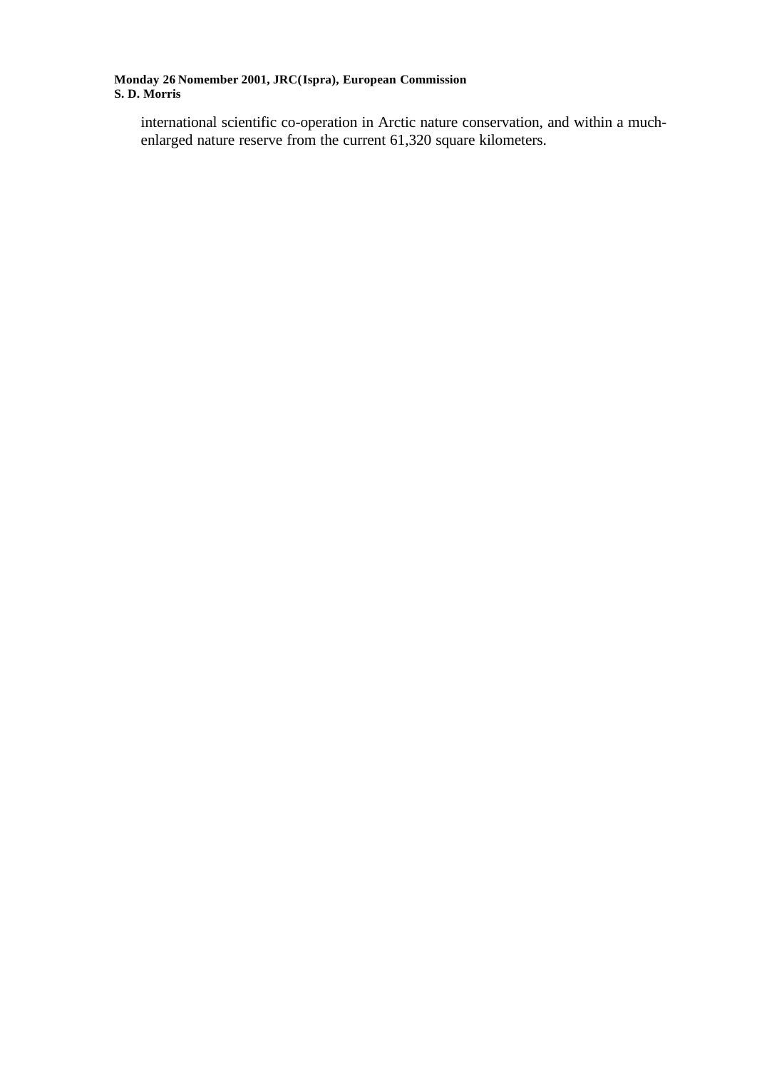international scientific co-operation in Arctic nature conservation, and within a much-enlarged nature reserve from the current 61,320 square kilometers.